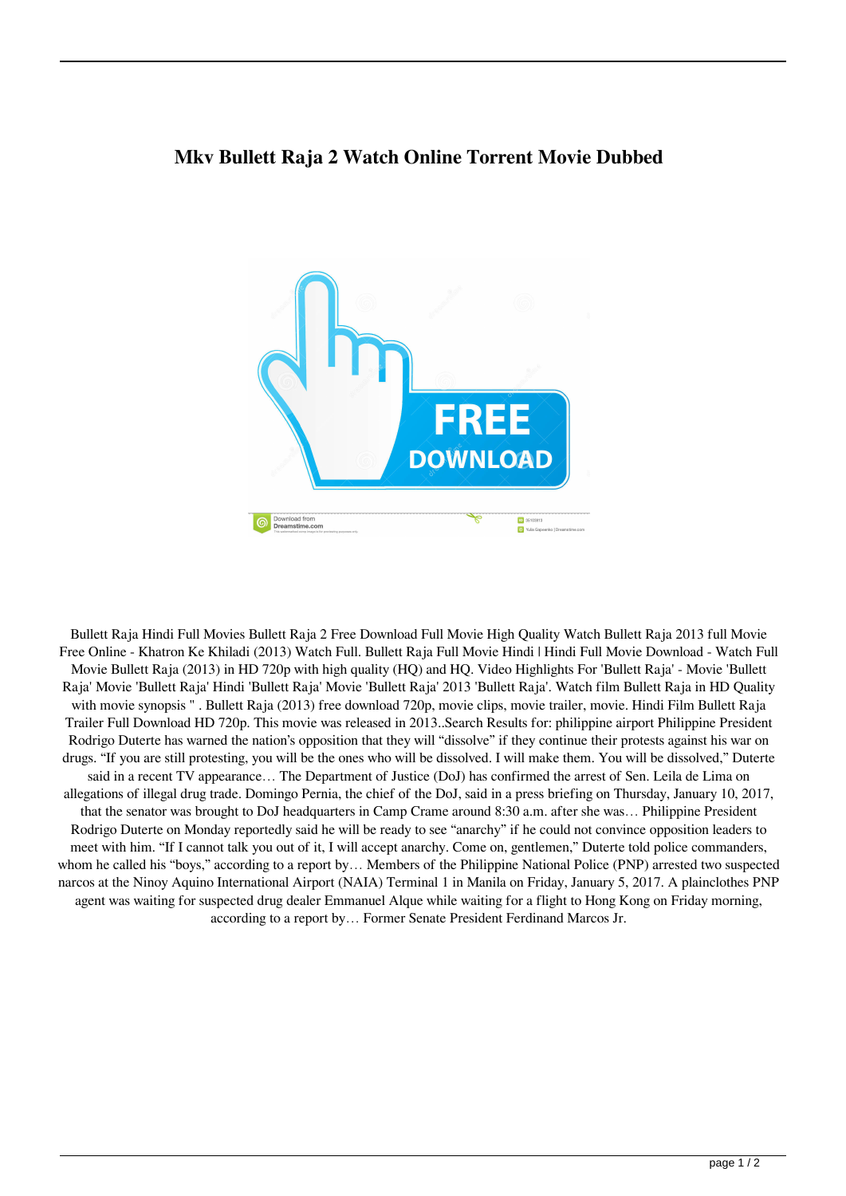# Mkv Bullett Raja 2 Watch Online Torrent Movie Dubbed

Bullett Raja Hindi Full Movies Bullett Raja 2 Free Download Full Movie High Quality Watch Bullett Raja 2013 full Movie Free Online - Khatron Ke Khiladi (2013) Watch Full. Bullett Raja Full Movie Hindi | Hindi Full Movie Download - Watch Full Movie Bullett Raja (2013) in HD 720p with high quality (HQ) and HQ. Video Highlights For 'Bullett Raja' - Movie 'Bullett Raja' Movie 'Bullett Raja' Hindi 'Bullett Raja' Movie 'Bullett Raja' 2013 'Bullett Raja'. Watch film Bullett Raja in HD Quality with movie synopsis " . Bullett Raja (2013) free download 720p, movie clips, movie trailer, movie. Hindi Film Bullett Raja Trailer Full Download HD 720p. This movie was released in 2013..Search Results for: philippine airport Philippine President Rodrigo Duterte has warned the nation's opposition that they will "dissolve" if they continue their protests against his war on drugs. "If you are still protesting, you will be the ones who will be dissolved. I will make them. You will be dissolved," Duterte said in a recent TV appearance… The Department of Justice (DoJ) has confirmed the arrest of Sen. Leila de Lima on allegations of illegal drug trade. Domingo Pernia, the chief of the DoJ, said in a press briefing on Thursday, January 10, 2017, that the senator was brought to DoJ headquarters in Camp Crame around 8:30 a.m. after she was… Philippine President Rodrigo Duterte on Monday reportedly said he will be ready to see "anarchy" if he could not convince opposition leaders to meet with him. "If I cannot talk you out of it, I will accept anarchy. Come on, gentlemen," Duterte told police commanders, whom he called his "boys," according to a report by… Members of the Philippine National Police (PNP) arrested two suspected narcos at the Ninoy Aquino International Airport (NAIA) Terminal 1 in Manila on Friday, January 5, 2017. A plainclothes PNP agent was waiting for suspected drug dealer Emmanuel Alque while waiting for a flight to Hong Kong on Friday morning, according to a report by… Former Senate President Ferdinand Marcos Jr.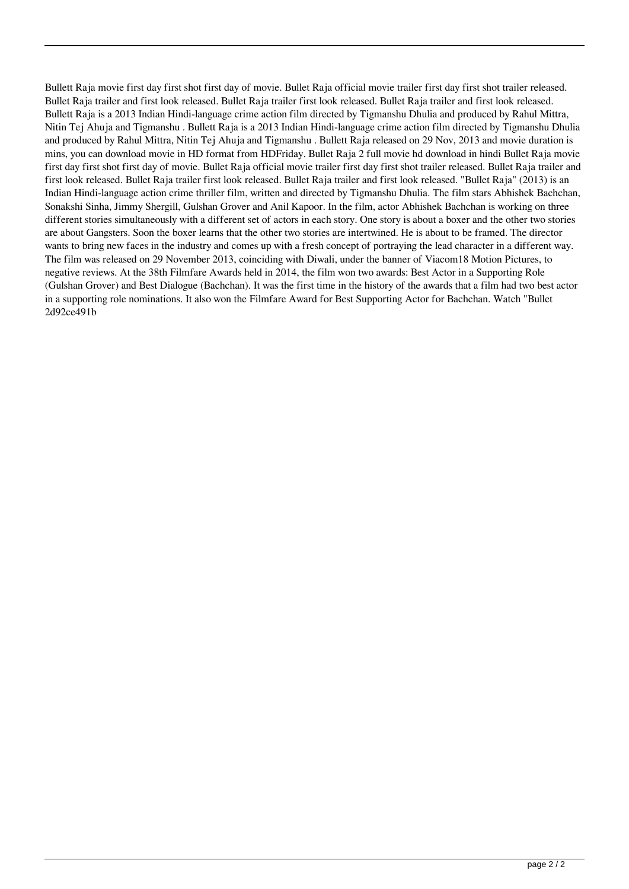Bullett Raja movie first day first shot first day of movie. Bullet Raja official movie trailer first day first shot trailer released. Bullet Raja trailer and first look released. Bullet Raja trailer first look released. Bullet Raja trailer and first look released. Bullett Raja is a 2013 Indian Hindi-language crime action film directed by Tigmanshu Dhulia and produced by Rahul Mittra, Nitin Tej Ahuja and Tigmanshu . Bullett Raja is a 2013 Indian Hindi-language crime action film directed by Tigmanshu Dhulia and produced by Rahul Mittra, Nitin Tej Ahuja and Tigmanshu . Bullett Raja released on 29 Nov, 2013 and movie duration is mins, you can download movie in HD format from HDFriday. Bullet Raja 2 full movie hd download in hindi Bullet Raja movie first day first shot first day of movie. Bullet Raja official movie trailer first day first shot trailer released. Bullet Raja trailer and first look released. Bullet Raja trailer first look released. Bullet Raja trailer and first look released. "Bullet Raja" (2013) is an Indian Hindi-language action crime thriller film, written and directed by Tigmanshu Dhulia. The film stars Abhishek Bachchan, Sonakshi Sinha, Jimmy Shergill, Gulshan Grover and Anil Kapoor. In the film, actor Abhishek Bachchan is working on three different stories simultaneously with a different set of actors in each story. One story is about a boxer and the other two stories are about Gangsters. Soon the boxer learns that the other two stories are intertwined. He is about to be framed. The director wants to bring new faces in the industry and comes up with a fresh concept of portraying the lead character in a different way. The film was released on 29 November 2013, coinciding with Diwali, under the banner of Viacom18 Motion Pictures, to negative reviews. At the 38th Filmfare Awards held in 2014, the film won two awards: Best Actor in a Supporting Role (Gulshan Grover) and Best Dialogue (Bachchan). It was the first time in the history of the awards that a film had two best actor in a supporting role nominations. It also won the Filmfare Award for Best Supporting Actor for Bachchan. Watch "Bullet 2d92ce491b